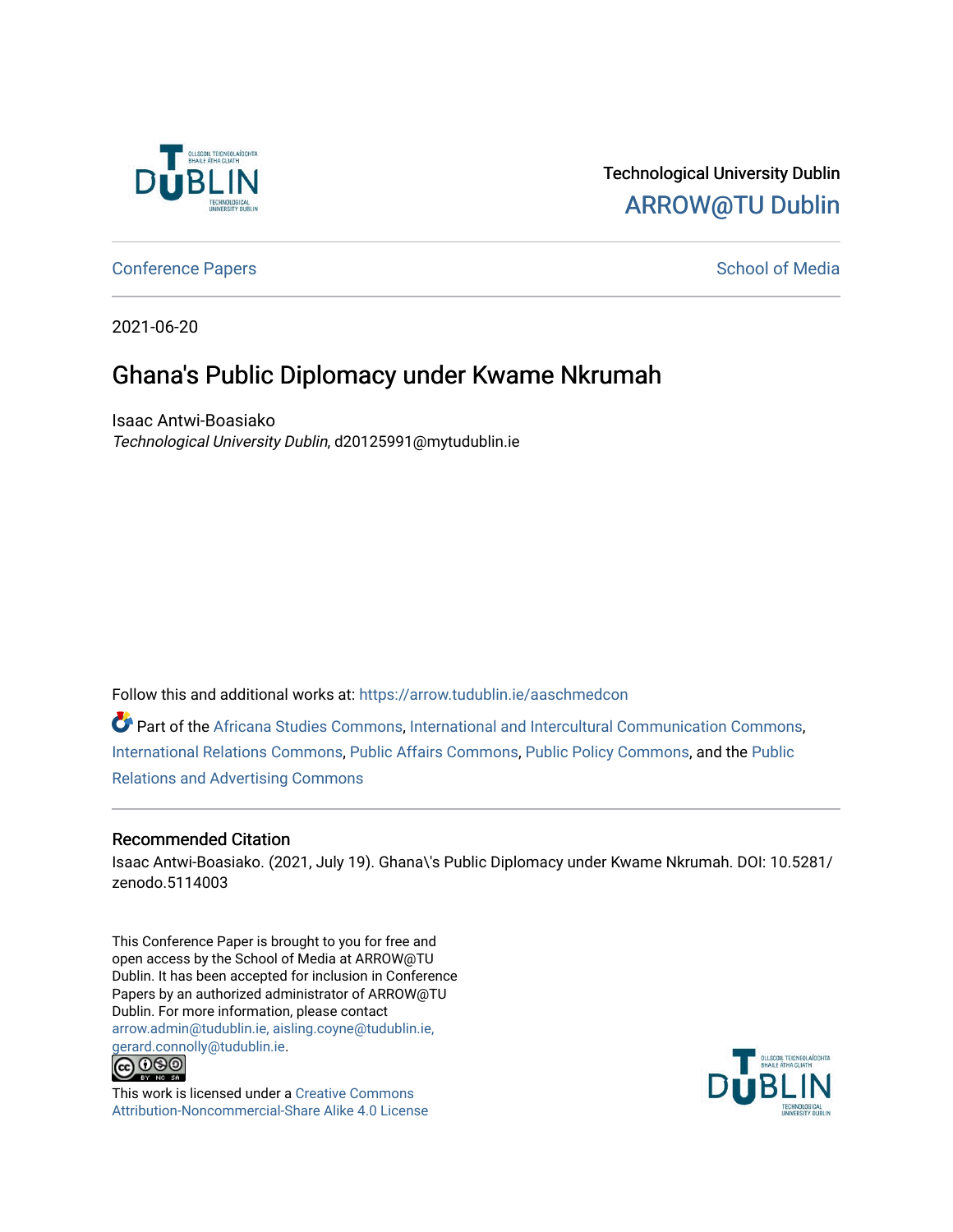Technological University Dublin

ARROW@TU Dublin

Conference Papers | School of Media

2021-06-20

# Ghana's Public Diplomacy under Kwame Nkrumah

Isaac Antwi-Boasiako
*Technological University Dublin*, d20125991@mytudublin.ie

Follow this and additional works at: https://arrow.tudublin.ie/aaschmedcon

Part of the Africana Studies Commons, International and Intercultural Communication Commons, International Relations Commons, Public Affairs Commons, Public Policy Commons, and the Public Relations and Advertising Commons

## Recommended Citation

Isaac Antwi-Boasiako. (2021, July 19). Ghana\'s Public Diplomacy under Kwame Nkrumah. DOI: 10.5281/zenodo.5114003

This Conference Paper is brought to you for free and open access by the School of Media at ARROW@TU Dublin. It has been accepted for inclusion in Conference Papers by an authorized administrator of ARROW@TU Dublin. For more information, please contact arrow.admin@tudublin.ie, aisling.coyne@tudublin.ie, gerard.connolly@tudublin.ie.

This work is licensed under a Creative Commons Attribution-Noncommercial-Share Alike 4.0 License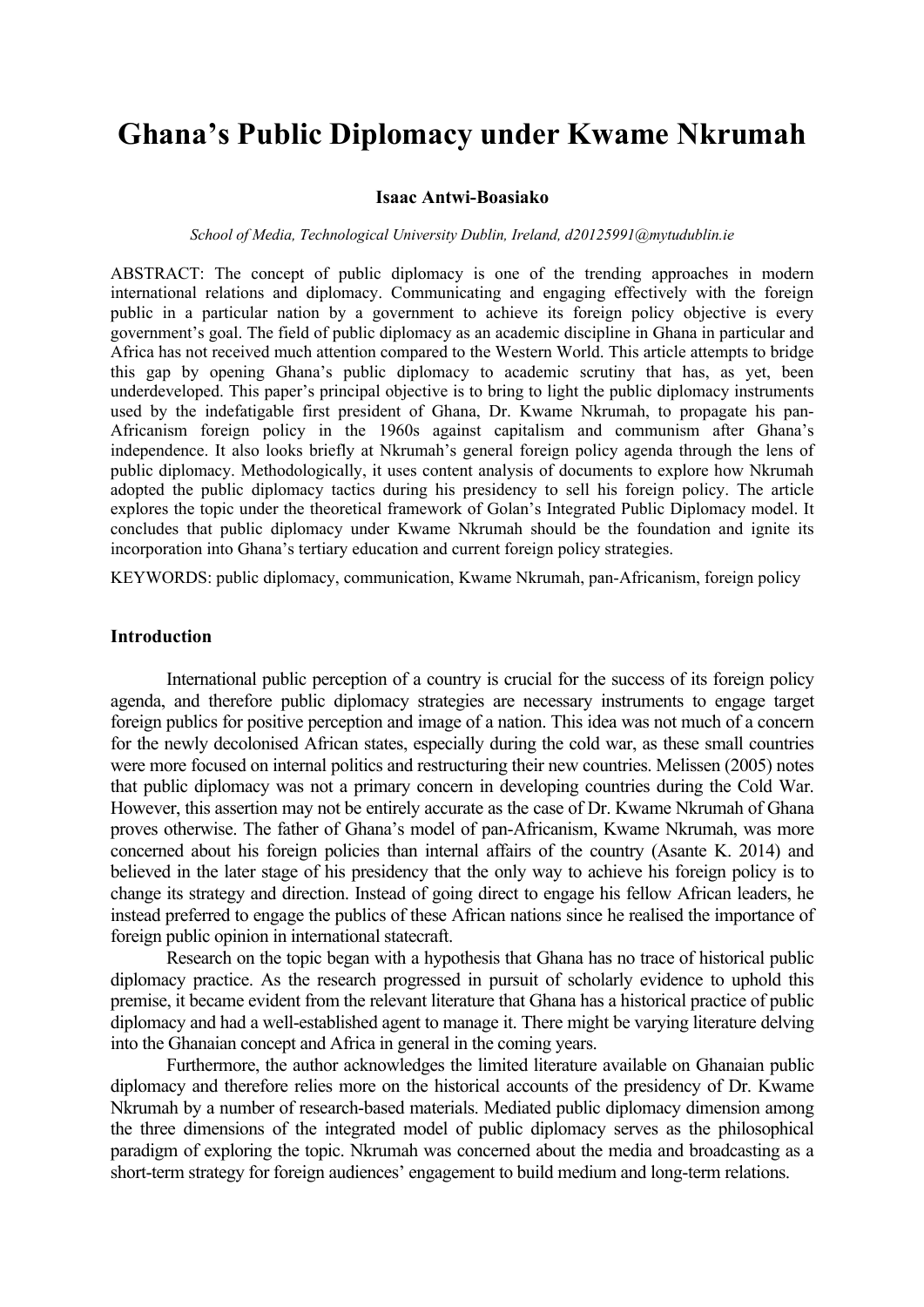# Ghana's Public Diplomacy under Kwame Nkrumah

**Isaac Antwi-Boasiako**

*School of Media, Technological University Dublin, Ireland, d20125991@mytudublin.ie*

ABSTRACT: The concept of public diplomacy is one of the trending approaches in modern international relations and diplomacy. Communicating and engaging effectively with the foreign public in a particular nation by a government to achieve its foreign policy objective is every government's goal. The field of public diplomacy as an academic discipline in Ghana in particular and Africa has not received much attention compared to the Western World. This article attempts to bridge this gap by opening Ghana's public diplomacy to academic scrutiny that has, as yet, been underdeveloped. This paper's principal objective is to bring to light the public diplomacy instruments used by the indefatigable first president of Ghana, Dr. Kwame Nkrumah, to propagate his pan-Africanism foreign policy in the 1960s against capitalism and communism after Ghana's independence. It also looks briefly at Nkrumah's general foreign policy agenda through the lens of public diplomacy. Methodologically, it uses content analysis of documents to explore how Nkrumah adopted the public diplomacy tactics during his presidency to sell his foreign policy. The article explores the topic under the theoretical framework of Golan's Integrated Public Diplomacy model. It concludes that public diplomacy under Kwame Nkrumah should be the foundation and ignite its incorporation into Ghana's tertiary education and current foreign policy strategies.

KEYWORDS: public diplomacy, communication, Kwame Nkrumah, pan-Africanism, foreign policy

### Introduction

International public perception of a country is crucial for the success of its foreign policy agenda, and therefore public diplomacy strategies are necessary instruments to engage target foreign publics for positive perception and image of a nation. This idea was not much of a concern for the newly decolonised African states, especially during the cold war, as these small countries were more focused on internal politics and restructuring their new countries. Melissen (2005) notes that public diplomacy was not a primary concern in developing countries during the Cold War. However, this assertion may not be entirely accurate as the case of Dr. Kwame Nkrumah of Ghana proves otherwise. The father of Ghana's model of pan-Africanism, Kwame Nkrumah, was more concerned about his foreign policies than internal affairs of the country (Asante K. 2014) and believed in the later stage of his presidency that the only way to achieve his foreign policy is to change its strategy and direction. Instead of going direct to engage his fellow African leaders, he instead preferred to engage the publics of these African nations since he realised the importance of foreign public opinion in international statecraft.

Research on the topic began with a hypothesis that Ghana has no trace of historical public diplomacy practice. As the research progressed in pursuit of scholarly evidence to uphold this premise, it became evident from the relevant literature that Ghana has a historical practice of public diplomacy and had a well-established agent to manage it. There might be varying literature delving into the Ghanaian concept and Africa in general in the coming years.

Furthermore, the author acknowledges the limited literature available on Ghanaian public diplomacy and therefore relies more on the historical accounts of the presidency of Dr. Kwame Nkrumah by a number of research-based materials. Mediated public diplomacy dimension among the three dimensions of the integrated model of public diplomacy serves as the philosophical paradigm of exploring the topic. Nkrumah was concerned about the media and broadcasting as a short-term strategy for foreign audiences' engagement to build medium and long-term relations.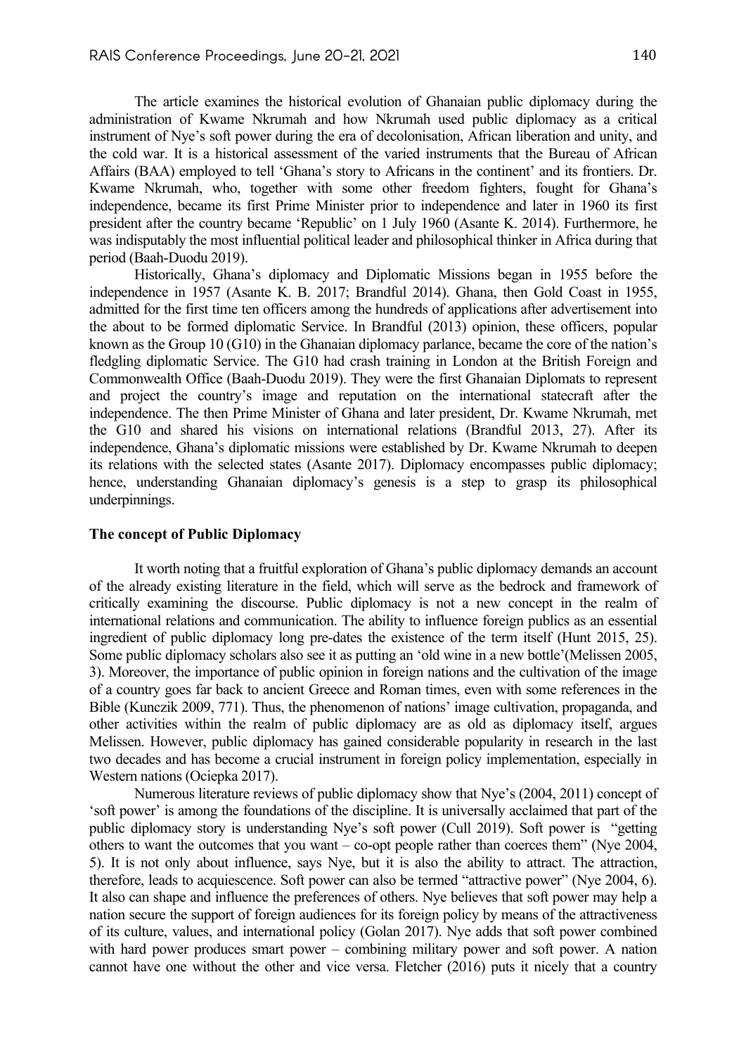The article examines the historical evolution of Ghanaian public diplomacy during the administration of Kwame Nkrumah and how Nkrumah used public diplomacy as a critical instrument of Nye's soft power during the era of decolonisation, African liberation and unity, and the cold war. It is a historical assessment of the varied instruments that the Bureau of African Affairs (BAA) employed to tell 'Ghana's story to Africans in the continent' and its frontiers. Dr. Kwame Nkrumah, who, together with some other freedom fighters, fought for Ghana's independence, became its first Prime Minister prior to independence and later in 1960 its first president after the country became 'Republic' on 1 July 1960 (Asante K. 2014). Furthermore, he was indisputably the most influential political leader and philosophical thinker in Africa during that period (Baah-Duodu 2019).

Historically, Ghana's diplomacy and Diplomatic Missions began in 1955 before the independence in 1957 (Asante K. B. 2017; Brandful 2014). Ghana, then Gold Coast in 1955, admitted for the first time ten officers among the hundreds of applications after advertisement into the about to be formed diplomatic Service. In Brandful (2013) opinion, these officers, popular known as the Group 10 (G10) in the Ghanaian diplomacy parlance, became the core of the nation's fledgling diplomatic Service. The G10 had crash training in London at the British Foreign and Commonwealth Office (Baah-Duodu 2019). They were the first Ghanaian Diplomats to represent and project the country's image and reputation on the international statecraft after the independence. The then Prime Minister of Ghana and later president, Dr. Kwame Nkrumah, met the G10 and shared his visions on international relations (Brandful 2013, 27). After its independence, Ghana's diplomatic missions were established by Dr. Kwame Nkrumah to deepen its relations with the selected states (Asante 2017). Diplomacy encompasses public diplomacy; hence, understanding Ghanaian diplomacy's genesis is a step to grasp its philosophical underpinnings.

**The concept of Public Diplomacy**

It worth noting that a fruitful exploration of Ghana's public diplomacy demands an account of the already existing literature in the field, which will serve as the bedrock and framework of critically examining the discourse. Public diplomacy is not a new concept in the realm of international relations and communication. The ability to influence foreign publics as an essential ingredient of public diplomacy long pre-dates the existence of the term itself (Hunt 2015, 25). Some public diplomacy scholars also see it as putting an 'old wine in a new bottle'(Melissen 2005, 3). Moreover, the importance of public opinion in foreign nations and the cultivation of the image of a country goes far back to ancient Greece and Roman times, even with some references in the Bible (Kunczik 2009, 771). Thus, the phenomenon of nations' image cultivation, propaganda, and other activities within the realm of public diplomacy are as old as diplomacy itself, argues Melissen. However, public diplomacy has gained considerable popularity in research in the last two decades and has become a crucial instrument in foreign policy implementation, especially in Western nations (Ociepka 2017).

Numerous literature reviews of public diplomacy show that Nye's (2004, 2011) concept of 'soft power' is among the foundations of the discipline. It is universally acclaimed that part of the public diplomacy story is understanding Nye's soft power (Cull 2019). Soft power is "getting others to want the outcomes that you want – co-opt people rather than coerces them" (Nye 2004, 5). It is not only about influence, says Nye, but it is also the ability to attract. The attraction, therefore, leads to acquiescence. Soft power can also be termed "attractive power" (Nye 2004, 6). It also can shape and influence the preferences of others. Nye believes that soft power may help a nation secure the support of foreign audiences for its foreign policy by means of the attractiveness of its culture, values, and international policy (Golan 2017). Nye adds that soft power combined with hard power produces smart power – combining military power and soft power. A nation cannot have one without the other and vice versa. Fletcher (2016) puts it nicely that a country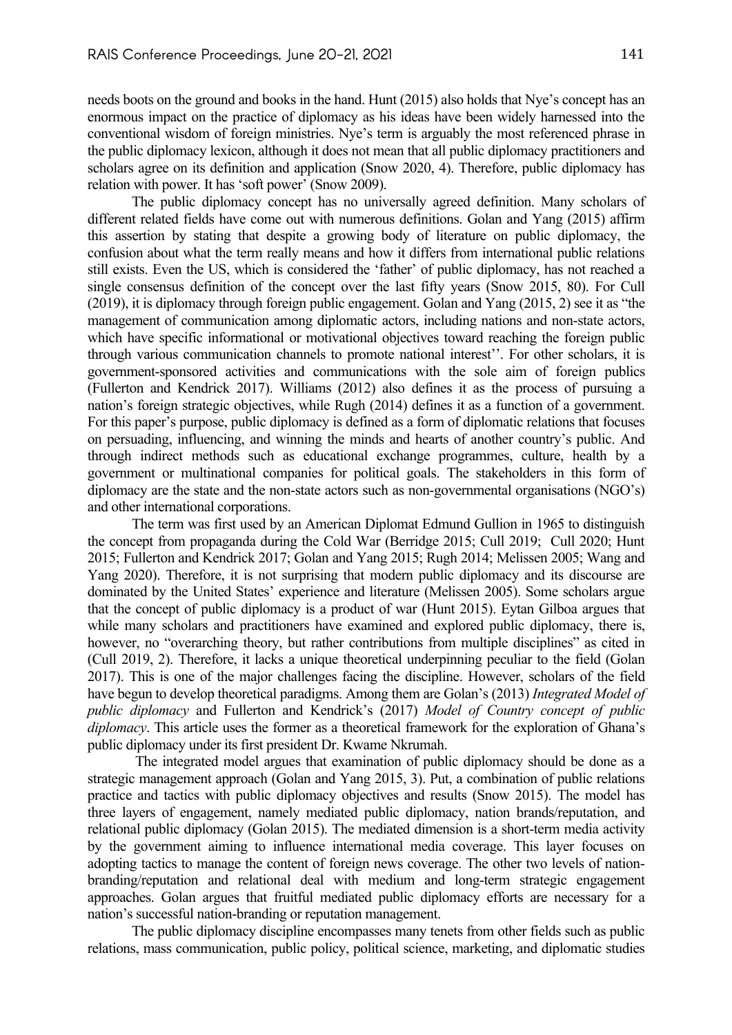needs boots on the ground and books in the hand. Hunt (2015) also holds that Nye's concept has an enormous impact on the practice of diplomacy as his ideas have been widely harnessed into the conventional wisdom of foreign ministries. Nye's term is arguably the most referenced phrase in the public diplomacy lexicon, although it does not mean that all public diplomacy practitioners and scholars agree on its definition and application (Snow 2020, 4). Therefore, public diplomacy has relation with power. It has 'soft power' (Snow 2009).

The public diplomacy concept has no universally agreed definition. Many scholars of different related fields have come out with numerous definitions. Golan and Yang (2015) affirm this assertion by stating that despite a growing body of literature on public diplomacy, the confusion about what the term really means and how it differs from international public relations still exists. Even the US, which is considered the 'father' of public diplomacy, has not reached a single consensus definition of the concept over the last fifty years (Snow 2015, 80). For Cull (2019), it is diplomacy through foreign public engagement. Golan and Yang (2015, 2) see it as "the management of communication among diplomatic actors, including nations and non-state actors, which have specific informational or motivational objectives toward reaching the foreign public through various communication channels to promote national interest''. For other scholars, it is government-sponsored activities and communications with the sole aim of foreign publics (Fullerton and Kendrick 2017). Williams (2012) also defines it as the process of pursuing a nation's foreign strategic objectives, while Rugh (2014) defines it as a function of a government. For this paper's purpose, public diplomacy is defined as a form of diplomatic relations that focuses on persuading, influencing, and winning the minds and hearts of another country's public. And through indirect methods such as educational exchange programmes, culture, health by a government or multinational companies for political goals. The stakeholders in this form of diplomacy are the state and the non-state actors such as non-governmental organisations (NGO's) and other international corporations.

The term was first used by an American Diplomat Edmund Gullion in 1965 to distinguish the concept from propaganda during the Cold War (Berridge 2015; Cull 2019; Cull 2020; Hunt 2015; Fullerton and Kendrick 2017; Golan and Yang 2015; Rugh 2014; Melissen 2005; Wang and Yang 2020). Therefore, it is not surprising that modern public diplomacy and its discourse are dominated by the United States' experience and literature (Melissen 2005). Some scholars argue that the concept of public diplomacy is a product of war (Hunt 2015). Eytan Gilboa argues that while many scholars and practitioners have examined and explored public diplomacy, there is, however, no "overarching theory, but rather contributions from multiple disciplines" as cited in (Cull 2019, 2). Therefore, it lacks a unique theoretical underpinning peculiar to the field (Golan 2017). This is one of the major challenges facing the discipline. However, scholars of the field have begun to develop theoretical paradigms. Among them are Golan's (2013) *Integrated Model of public diplomacy* and Fullerton and Kendrick's (2017) *Model of Country concept of public diplomacy*. This article uses the former as a theoretical framework for the exploration of Ghana's public diplomacy under its first president Dr. Kwame Nkrumah.

The integrated model argues that examination of public diplomacy should be done as a strategic management approach (Golan and Yang 2015, 3). Put, a combination of public relations practice and tactics with public diplomacy objectives and results (Snow 2015). The model has three layers of engagement, namely mediated public diplomacy, nation brands/reputation, and relational public diplomacy (Golan 2015). The mediated dimension is a short-term media activity by the government aiming to influence international media coverage. This layer focuses on adopting tactics to manage the content of foreign news coverage. The other two levels of nation-branding/reputation and relational deal with medium and long-term strategic engagement approaches. Golan argues that fruitful mediated public diplomacy efforts are necessary for a nation's successful nation-branding or reputation management.

The public diplomacy discipline encompasses many tenets from other fields such as public relations, mass communication, public policy, political science, marketing, and diplomatic studies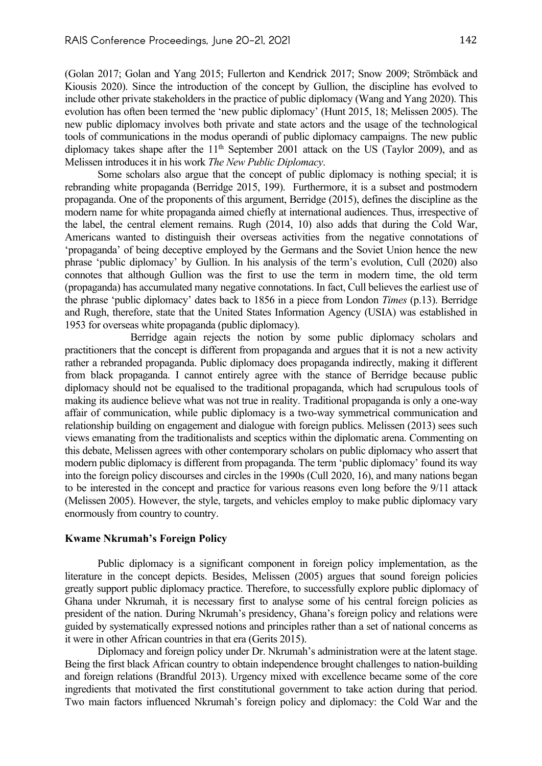(Golan 2017; Golan and Yang 2015; Fullerton and Kendrick 2017; Snow 2009; Strömbäck and Kiousis 2020). Since the introduction of the concept by Gullion, the discipline has evolved to include other private stakeholders in the practice of public diplomacy (Wang and Yang 2020). This evolution has often been termed the 'new public diplomacy' (Hunt 2015, 18; Melissen 2005). The new public diplomacy involves both private and state actors and the usage of the technological tools of communications in the modus operandi of public diplomacy campaigns. The new public diplomacy takes shape after the 11th September 2001 attack on the US (Taylor 2009), and as Melissen introduces it in his work *The New Public Diplomacy*.

Some scholars also argue that the concept of public diplomacy is nothing special; it is rebranding white propaganda (Berridge 2015, 199). Furthermore, it is a subset and postmodern propaganda. One of the proponents of this argument, Berridge (2015), defines the discipline as the modern name for white propaganda aimed chiefly at international audiences. Thus, irrespective of the label, the central element remains. Rugh (2014, 10) also adds that during the Cold War, Americans wanted to distinguish their overseas activities from the negative connotations of 'propaganda' of being deceptive employed by the Germans and the Soviet Union hence the new phrase 'public diplomacy' by Gullion. In his analysis of the term's evolution, Cull (2020) also connotes that although Gullion was the first to use the term in modern time, the old term (propaganda) has accumulated many negative connotations. In fact, Cull believes the earliest use of the phrase 'public diplomacy' dates back to 1856 in a piece from London *Times* (p.13). Berridge and Rugh, therefore, state that the United States Information Agency (USIA) was established in 1953 for overseas white propaganda (public diplomacy).

Berridge again rejects the notion by some public diplomacy scholars and practitioners that the concept is different from propaganda and argues that it is not a new activity rather a rebranded propaganda. Public diplomacy does propaganda indirectly, making it different from black propaganda. I cannot entirely agree with the stance of Berridge because public diplomacy should not be equalised to the traditional propaganda, which had scrupulous tools of making its audience believe what was not true in reality. Traditional propaganda is only a one-way affair of communication, while public diplomacy is a two-way symmetrical communication and relationship building on engagement and dialogue with foreign publics. Melissen (2013) sees such views emanating from the traditionalists and sceptics within the diplomatic arena. Commenting on this debate, Melissen agrees with other contemporary scholars on public diplomacy who assert that modern public diplomacy is different from propaganda. The term 'public diplomacy' found its way into the foreign policy discourses and circles in the 1990s (Cull 2020, 16), and many nations began to be interested in the concept and practice for various reasons even long before the 9/11 attack (Melissen 2005). However, the style, targets, and vehicles employ to make public diplomacy vary enormously from country to country.

## Kwame Nkrumah's Foreign Policy

Public diplomacy is a significant component in foreign policy implementation, as the literature in the concept depicts. Besides, Melissen (2005) argues that sound foreign policies greatly support public diplomacy practice. Therefore, to successfully explore public diplomacy of Ghana under Nkrumah, it is necessary first to analyse some of his central foreign policies as president of the nation. During Nkrumah's presidency, Ghana's foreign policy and relations were guided by systematically expressed notions and principles rather than a set of national concerns as it were in other African countries in that era (Gerits 2015).

Diplomacy and foreign policy under Dr. Nkrumah's administration were at the latent stage. Being the first black African country to obtain independence brought challenges to nation-building and foreign relations (Brandful 2013). Urgency mixed with excellence became some of the core ingredients that motivated the first constitutional government to take action during that period. Two main factors influenced Nkrumah's foreign policy and diplomacy: the Cold War and the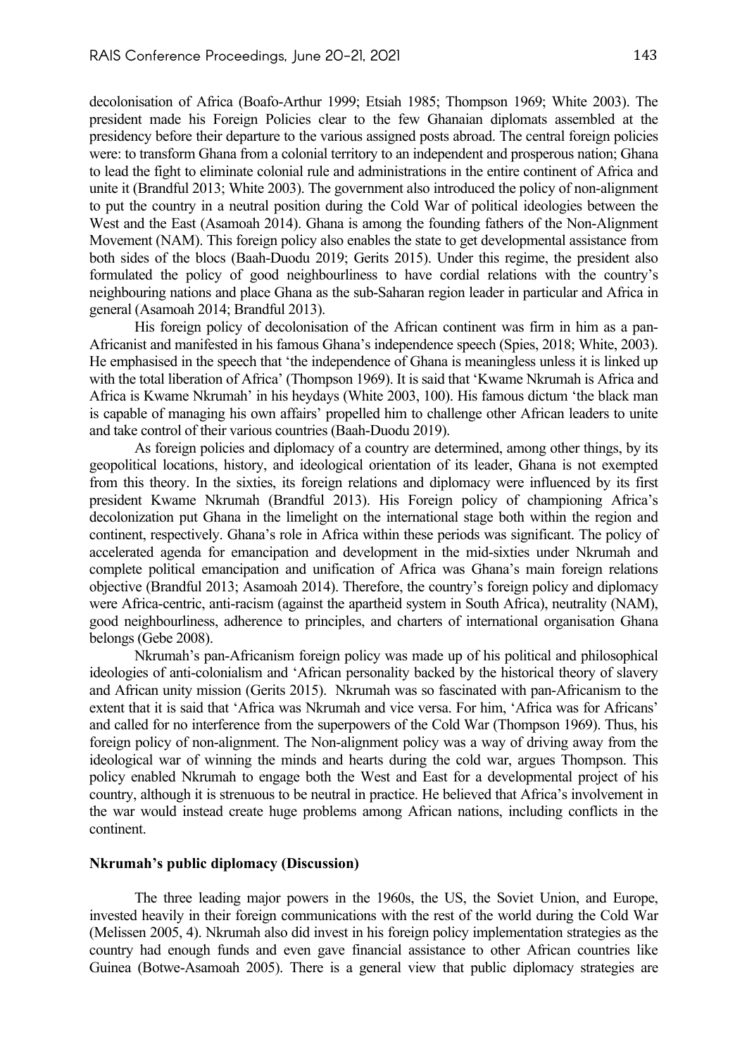decolonisation of Africa (Boafo-Arthur 1999; Etsiah 1985; Thompson 1969; White 2003). The president made his Foreign Policies clear to the few Ghanaian diplomats assembled at the presidency before their departure to the various assigned posts abroad. The central foreign policies were: to transform Ghana from a colonial territory to an independent and prosperous nation; Ghana to lead the fight to eliminate colonial rule and administrations in the entire continent of Africa and unite it (Brandful 2013; White 2003). The government also introduced the policy of non-alignment to put the country in a neutral position during the Cold War of political ideologies between the West and the East (Asamoah 2014). Ghana is among the founding fathers of the Non-Alignment Movement (NAM). This foreign policy also enables the state to get developmental assistance from both sides of the blocs (Baah-Duodu 2019; Gerits 2015). Under this regime, the president also formulated the policy of good neighbourliness to have cordial relations with the country's neighbouring nations and place Ghana as the sub-Saharan region leader in particular and Africa in general (Asamoah 2014; Brandful 2013).

His foreign policy of decolonisation of the African continent was firm in him as a pan-Africanist and manifested in his famous Ghana's independence speech (Spies, 2018; White, 2003). He emphasised in the speech that 'the independence of Ghana is meaningless unless it is linked up with the total liberation of Africa' (Thompson 1969). It is said that 'Kwame Nkrumah is Africa and Africa is Kwame Nkrumah' in his heydays (White 2003, 100). His famous dictum 'the black man is capable of managing his own affairs' propelled him to challenge other African leaders to unite and take control of their various countries (Baah-Duodu 2019).

As foreign policies and diplomacy of a country are determined, among other things, by its geopolitical locations, history, and ideological orientation of its leader, Ghana is not exempted from this theory. In the sixties, its foreign relations and diplomacy were influenced by its first president Kwame Nkrumah (Brandful 2013). His Foreign policy of championing Africa's decolonization put Ghana in the limelight on the international stage both within the region and continent, respectively. Ghana's role in Africa within these periods was significant. The policy of accelerated agenda for emancipation and development in the mid-sixties under Nkrumah and complete political emancipation and unification of Africa was Ghana's main foreign relations objective (Brandful 2013; Asamoah 2014). Therefore, the country's foreign policy and diplomacy were Africa-centric, anti-racism (against the apartheid system in South Africa), neutrality (NAM), good neighbourliness, adherence to principles, and charters of international organisation Ghana belongs (Gebe 2008).

Nkrumah's pan-Africanism foreign policy was made up of his political and philosophical ideologies of anti-colonialism and 'African personality backed by the historical theory of slavery and African unity mission (Gerits 2015). Nkrumah was so fascinated with pan-Africanism to the extent that it is said that 'Africa was Nkrumah and vice versa. For him, 'Africa was for Africans' and called for no interference from the superpowers of the Cold War (Thompson 1969). Thus, his foreign policy of non-alignment. The Non-alignment policy was a way of driving away from the ideological war of winning the minds and hearts during the cold war, argues Thompson. This policy enabled Nkrumah to engage both the West and East for a developmental project of his country, although it is strenuous to be neutral in practice. He believed that Africa's involvement in the war would instead create huge problems among African nations, including conflicts in the continent.

**Nkrumah's public diplomacy (Discussion)**

The three leading major powers in the 1960s, the US, the Soviet Union, and Europe, invested heavily in their foreign communications with the rest of the world during the Cold War (Melissen 2005, 4). Nkrumah also did invest in his foreign policy implementation strategies as the country had enough funds and even gave financial assistance to other African countries like Guinea (Botwe-Asamoah 2005). There is a general view that public diplomacy strategies are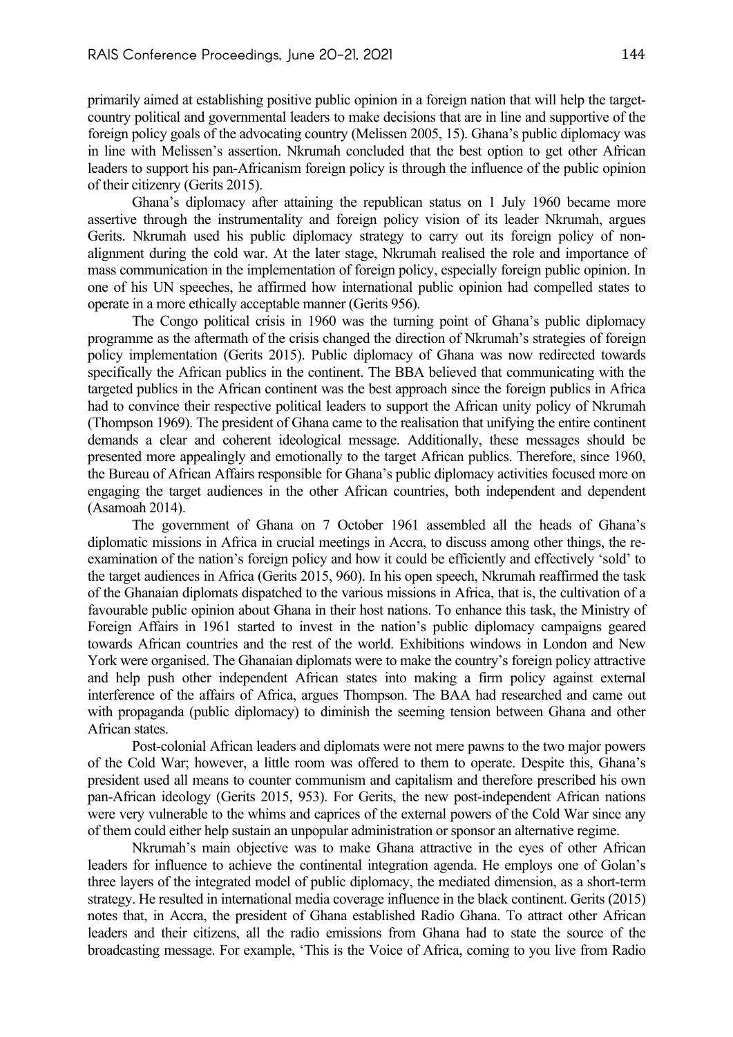primarily aimed at establishing positive public opinion in a foreign nation that will help the target-country political and governmental leaders to make decisions that are in line and supportive of the foreign policy goals of the advocating country (Melissen 2005, 15). Ghana's public diplomacy was in line with Melissen's assertion. Nkrumah concluded that the best option to get other African leaders to support his pan-Africanism foreign policy is through the influence of the public opinion of their citizenry (Gerits 2015).

Ghana's diplomacy after attaining the republican status on 1 July 1960 became more assertive through the instrumentality and foreign policy vision of its leader Nkrumah, argues Gerits. Nkrumah used his public diplomacy strategy to carry out its foreign policy of non-alignment during the cold war. At the later stage, Nkrumah realised the role and importance of mass communication in the implementation of foreign policy, especially foreign public opinion. In one of his UN speeches, he affirmed how international public opinion had compelled states to operate in a more ethically acceptable manner (Gerits 956).

The Congo political crisis in 1960 was the turning point of Ghana's public diplomacy programme as the aftermath of the crisis changed the direction of Nkrumah's strategies of foreign policy implementation (Gerits 2015). Public diplomacy of Ghana was now redirected towards specifically the African publics in the continent. The BBA believed that communicating with the targeted publics in the African continent was the best approach since the foreign publics in Africa had to convince their respective political leaders to support the African unity policy of Nkrumah (Thompson 1969). The president of Ghana came to the realisation that unifying the entire continent demands a clear and coherent ideological message. Additionally, these messages should be presented more appealingly and emotionally to the target African publics. Therefore, since 1960, the Bureau of African Affairs responsible for Ghana's public diplomacy activities focused more on engaging the target audiences in the other African countries, both independent and dependent (Asamoah 2014).

The government of Ghana on 7 October 1961 assembled all the heads of Ghana's diplomatic missions in Africa in crucial meetings in Accra, to discuss among other things, the re-examination of the nation's foreign policy and how it could be efficiently and effectively 'sold' to the target audiences in Africa (Gerits 2015, 960). In his open speech, Nkrumah reaffirmed the task of the Ghanaian diplomats dispatched to the various missions in Africa, that is, the cultivation of a favourable public opinion about Ghana in their host nations. To enhance this task, the Ministry of Foreign Affairs in 1961 started to invest in the nation's public diplomacy campaigns geared towards African countries and the rest of the world. Exhibitions windows in London and New York were organised. The Ghanaian diplomats were to make the country's foreign policy attractive and help push other independent African states into making a firm policy against external interference of the affairs of Africa, argues Thompson. The BAA had researched and came out with propaganda (public diplomacy) to diminish the seeming tension between Ghana and other African states.

Post-colonial African leaders and diplomats were not mere pawns to the two major powers of the Cold War; however, a little room was offered to them to operate. Despite this, Ghana's president used all means to counter communism and capitalism and therefore prescribed his own pan-African ideology (Gerits 2015, 953). For Gerits, the new post-independent African nations were very vulnerable to the whims and caprices of the external powers of the Cold War since any of them could either help sustain an unpopular administration or sponsor an alternative regime.

Nkrumah's main objective was to make Ghana attractive in the eyes of other African leaders for influence to achieve the continental integration agenda. He employs one of Golan's three layers of the integrated model of public diplomacy, the mediated dimension, as a short-term strategy. He resulted in international media coverage influence in the black continent. Gerits (2015) notes that, in Accra, the president of Ghana established Radio Ghana. To attract other African leaders and their citizens, all the radio emissions from Ghana had to state the source of the broadcasting message. For example, 'This is the Voice of Africa, coming to you live from Radio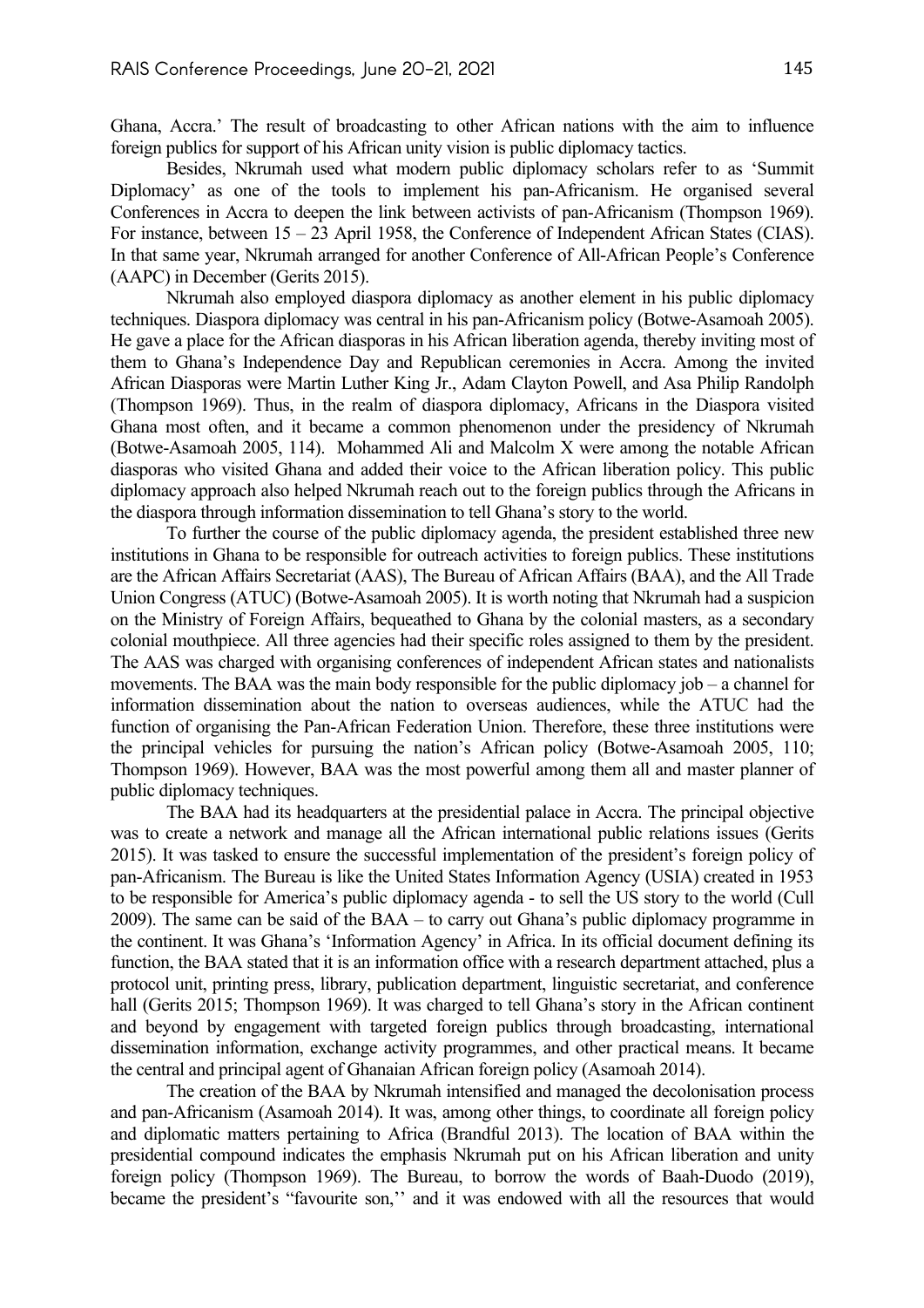Ghana, Accra.' The result of broadcasting to other African nations with the aim to influence foreign publics for support of his African unity vision is public diplomacy tactics.

Besides, Nkrumah used what modern public diplomacy scholars refer to as 'Summit Diplomacy' as one of the tools to implement his pan-Africanism. He organised several Conferences in Accra to deepen the link between activists of pan-Africanism (Thompson 1969). For instance, between 15 – 23 April 1958, the Conference of Independent African States (CIAS). In that same year, Nkrumah arranged for another Conference of All-African People's Conference (AAPC) in December (Gerits 2015).

Nkrumah also employed diaspora diplomacy as another element in his public diplomacy techniques. Diaspora diplomacy was central in his pan-Africanism policy (Botwe-Asamoah 2005). He gave a place for the African diasporas in his African liberation agenda, thereby inviting most of them to Ghana's Independence Day and Republican ceremonies in Accra. Among the invited African Diasporas were Martin Luther King Jr., Adam Clayton Powell, and Asa Philip Randolph (Thompson 1969). Thus, in the realm of diaspora diplomacy, Africans in the Diaspora visited Ghana most often, and it became a common phenomenon under the presidency of Nkrumah (Botwe-Asamoah 2005, 114). Mohammed Ali and Malcolm X were among the notable African diasporas who visited Ghana and added their voice to the African liberation policy. This public diplomacy approach also helped Nkrumah reach out to the foreign publics through the Africans in the diaspora through information dissemination to tell Ghana's story to the world.

To further the course of the public diplomacy agenda, the president established three new institutions in Ghana to be responsible for outreach activities to foreign publics. These institutions are the African Affairs Secretariat (AAS), The Bureau of African Affairs (BAA), and the All Trade Union Congress (ATUC) (Botwe-Asamoah 2005). It is worth noting that Nkrumah had a suspicion on the Ministry of Foreign Affairs, bequeathed to Ghana by the colonial masters, as a secondary colonial mouthpiece. All three agencies had their specific roles assigned to them by the president. The AAS was charged with organising conferences of independent African states and nationalists movements. The BAA was the main body responsible for the public diplomacy job – a channel for information dissemination about the nation to overseas audiences, while the ATUC had the function of organising the Pan-African Federation Union. Therefore, these three institutions were the principal vehicles for pursuing the nation's African policy (Botwe-Asamoah 2005, 110; Thompson 1969). However, BAA was the most powerful among them all and master planner of public diplomacy techniques.

The BAA had its headquarters at the presidential palace in Accra. The principal objective was to create a network and manage all the African international public relations issues (Gerits 2015). It was tasked to ensure the successful implementation of the president's foreign policy of pan-Africanism. The Bureau is like the United States Information Agency (USIA) created in 1953 to be responsible for America's public diplomacy agenda - to sell the US story to the world (Cull 2009). The same can be said of the BAA – to carry out Ghana's public diplomacy programme in the continent. It was Ghana's 'Information Agency' in Africa. In its official document defining its function, the BAA stated that it is an information office with a research department attached, plus a protocol unit, printing press, library, publication department, linguistic secretariat, and conference hall (Gerits 2015; Thompson 1969). It was charged to tell Ghana's story in the African continent and beyond by engagement with targeted foreign publics through broadcasting, international dissemination information, exchange activity programmes, and other practical means. It became the central and principal agent of Ghanaian African foreign policy (Asamoah 2014).

The creation of the BAA by Nkrumah intensified and managed the decolonisation process and pan-Africanism (Asamoah 2014). It was, among other things, to coordinate all foreign policy and diplomatic matters pertaining to Africa (Brandful 2013). The location of BAA within the presidential compound indicates the emphasis Nkrumah put on his African liberation and unity foreign policy (Thompson 1969). The Bureau, to borrow the words of Baah-Duodo (2019), became the president's "favourite son,'' and it was endowed with all the resources that would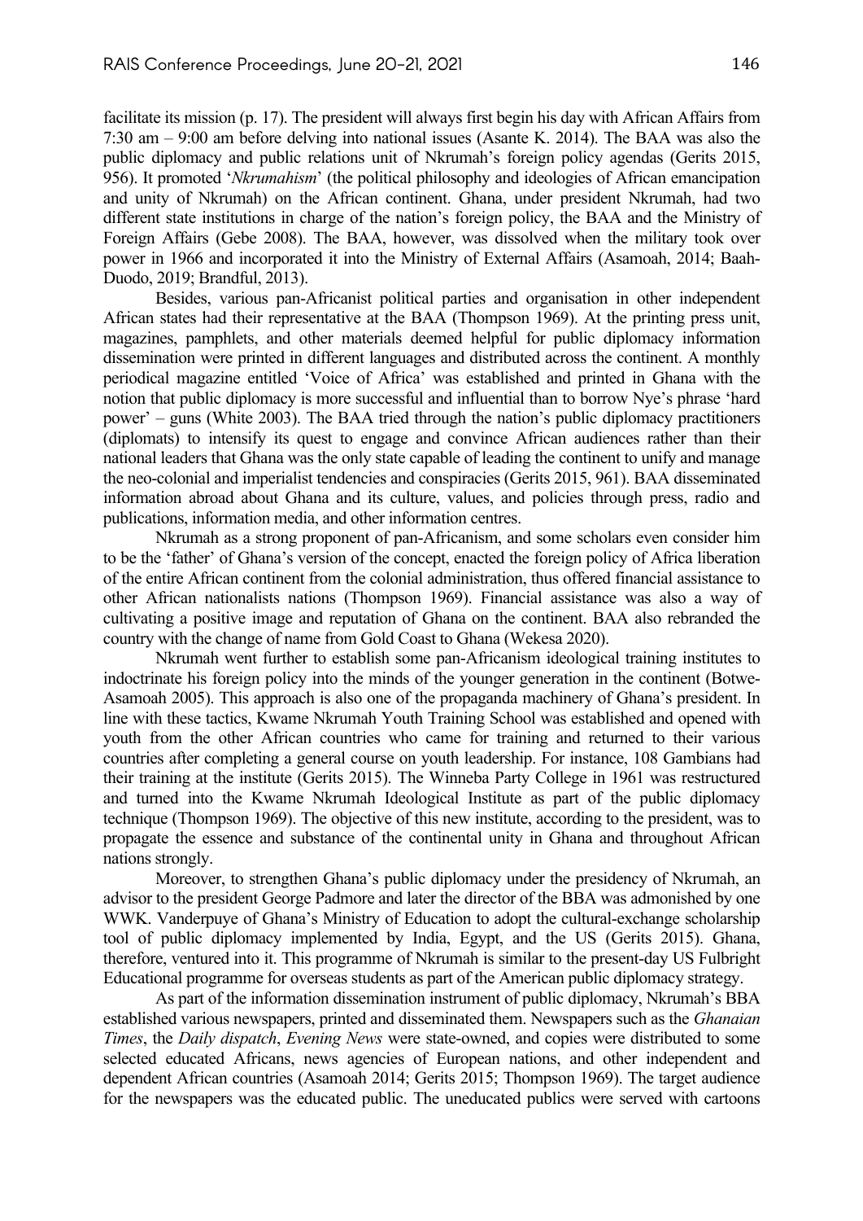facilitate its mission (p. 17). The president will always first begin his day with African Affairs from 7:30 am – 9:00 am before delving into national issues (Asante K. 2014). The BAA was also the public diplomacy and public relations unit of Nkrumah's foreign policy agendas (Gerits 2015, 956). It promoted '*Nkrumahism*' (the political philosophy and ideologies of African emancipation and unity of Nkrumah) on the African continent. Ghana, under president Nkrumah, had two different state institutions in charge of the nation's foreign policy, the BAA and the Ministry of Foreign Affairs (Gebe 2008). The BAA, however, was dissolved when the military took over power in 1966 and incorporated it into the Ministry of External Affairs (Asamoah, 2014; Baah-Duodo, 2019; Brandful, 2013).

Besides, various pan-Africanist political parties and organisation in other independent African states had their representative at the BAA (Thompson 1969). At the printing press unit, magazines, pamphlets, and other materials deemed helpful for public diplomacy information dissemination were printed in different languages and distributed across the continent. A monthly periodical magazine entitled 'Voice of Africa' was established and printed in Ghana with the notion that public diplomacy is more successful and influential than to borrow Nye's phrase 'hard power' – guns (White 2003). The BAA tried through the nation's public diplomacy practitioners (diplomats) to intensify its quest to engage and convince African audiences rather than their national leaders that Ghana was the only state capable of leading the continent to unify and manage the neo-colonial and imperialist tendencies and conspiracies (Gerits 2015, 961). BAA disseminated information abroad about Ghana and its culture, values, and policies through press, radio and publications, information media, and other information centres.

Nkrumah as a strong proponent of pan-Africanism, and some scholars even consider him to be the 'father' of Ghana's version of the concept, enacted the foreign policy of Africa liberation of the entire African continent from the colonial administration, thus offered financial assistance to other African nationalists nations (Thompson 1969). Financial assistance was also a way of cultivating a positive image and reputation of Ghana on the continent. BAA also rebranded the country with the change of name from Gold Coast to Ghana (Wekesa 2020).

Nkrumah went further to establish some pan-Africanism ideological training institutes to indoctrinate his foreign policy into the minds of the younger generation in the continent (Botwe-Asamoah 2005). This approach is also one of the propaganda machinery of Ghana's president. In line with these tactics, Kwame Nkrumah Youth Training School was established and opened with youth from the other African countries who came for training and returned to their various countries after completing a general course on youth leadership. For instance, 108 Gambians had their training at the institute (Gerits 2015). The Winneba Party College in 1961 was restructured and turned into the Kwame Nkrumah Ideological Institute as part of the public diplomacy technique (Thompson 1969). The objective of this new institute, according to the president, was to propagate the essence and substance of the continental unity in Ghana and throughout African nations strongly.

Moreover, to strengthen Ghana's public diplomacy under the presidency of Nkrumah, an advisor to the president George Padmore and later the director of the BBA was admonished by one WWK. Vanderpuye of Ghana's Ministry of Education to adopt the cultural-exchange scholarship tool of public diplomacy implemented by India, Egypt, and the US (Gerits 2015). Ghana, therefore, ventured into it. This programme of Nkrumah is similar to the present-day US Fulbright Educational programme for overseas students as part of the American public diplomacy strategy.

As part of the information dissemination instrument of public diplomacy, Nkrumah's BBA established various newspapers, printed and disseminated them. Newspapers such as the *Ghanaian Times*, the *Daily dispatch*, *Evening News* were state-owned, and copies were distributed to some selected educated Africans, news agencies of European nations, and other independent and dependent African countries (Asamoah 2014; Gerits 2015; Thompson 1969). The target audience for the newspapers was the educated public. The uneducated publics were served with cartoons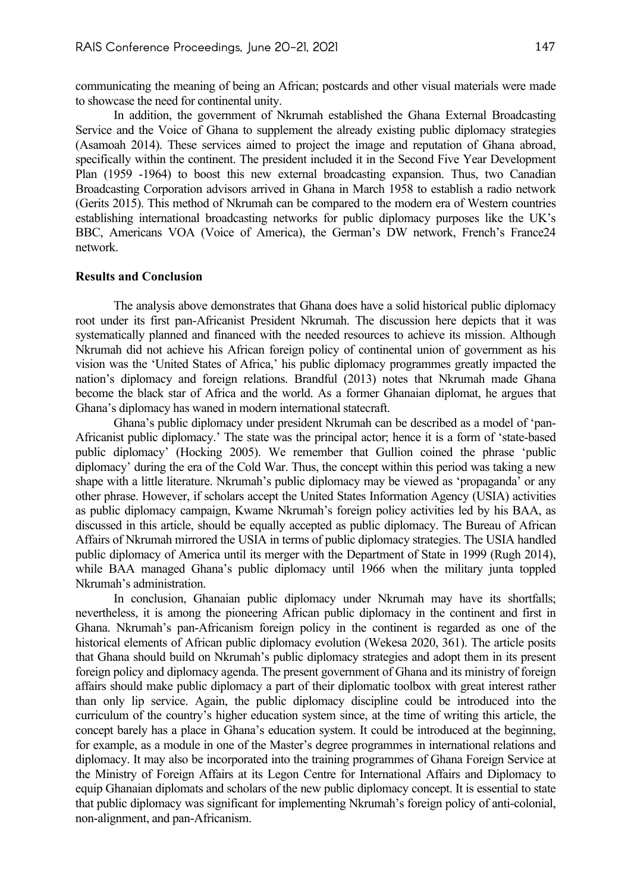communicating the meaning of being an African; postcards and other visual materials were made to showcase the need for continental unity.

In addition, the government of Nkrumah established the Ghana External Broadcasting Service and the Voice of Ghana to supplement the already existing public diplomacy strategies (Asamoah 2014). These services aimed to project the image and reputation of Ghana abroad, specifically within the continent. The president included it in the Second Five Year Development Plan (1959 -1964) to boost this new external broadcasting expansion. Thus, two Canadian Broadcasting Corporation advisors arrived in Ghana in March 1958 to establish a radio network (Gerits 2015). This method of Nkrumah can be compared to the modern era of Western countries establishing international broadcasting networks for public diplomacy purposes like the UK's BBC, Americans VOA (Voice of America), the German's DW network, French's France24 network.

## Results and Conclusion

The analysis above demonstrates that Ghana does have a solid historical public diplomacy root under its first pan-Africanist President Nkrumah. The discussion here depicts that it was systematically planned and financed with the needed resources to achieve its mission. Although Nkrumah did not achieve his African foreign policy of continental union of government as his vision was the 'United States of Africa,' his public diplomacy programmes greatly impacted the nation's diplomacy and foreign relations. Brandful (2013) notes that Nkrumah made Ghana become the black star of Africa and the world. As a former Ghanaian diplomat, he argues that Ghana's diplomacy has waned in modern international statecraft.

Ghana's public diplomacy under president Nkrumah can be described as a model of 'pan-Africanist public diplomacy.' The state was the principal actor; hence it is a form of 'state-based public diplomacy' (Hocking 2005). We remember that Gullion coined the phrase 'public diplomacy' during the era of the Cold War. Thus, the concept within this period was taking a new shape with a little literature. Nkrumah's public diplomacy may be viewed as 'propaganda' or any other phrase. However, if scholars accept the United States Information Agency (USIA) activities as public diplomacy campaign, Kwame Nkrumah's foreign policy activities led by his BAA, as discussed in this article, should be equally accepted as public diplomacy. The Bureau of African Affairs of Nkrumah mirrored the USIA in terms of public diplomacy strategies. The USIA handled public diplomacy of America until its merger with the Department of State in 1999 (Rugh 2014), while BAA managed Ghana's public diplomacy until 1966 when the military junta toppled Nkrumah's administration.

In conclusion, Ghanaian public diplomacy under Nkrumah may have its shortfalls; nevertheless, it is among the pioneering African public diplomacy in the continent and first in Ghana. Nkrumah's pan-Africanism foreign policy in the continent is regarded as one of the historical elements of African public diplomacy evolution (Wekesa 2020, 361). The article posits that Ghana should build on Nkrumah's public diplomacy strategies and adopt them in its present foreign policy and diplomacy agenda. The present government of Ghana and its ministry of foreign affairs should make public diplomacy a part of their diplomatic toolbox with great interest rather than only lip service. Again, the public diplomacy discipline could be introduced into the curriculum of the country's higher education system since, at the time of writing this article, the concept barely has a place in Ghana's education system. It could be introduced at the beginning, for example, as a module in one of the Master's degree programmes in international relations and diplomacy. It may also be incorporated into the training programmes of Ghana Foreign Service at the Ministry of Foreign Affairs at its Legon Centre for International Affairs and Diplomacy to equip Ghanaian diplomats and scholars of the new public diplomacy concept. It is essential to state that public diplomacy was significant for implementing Nkrumah's foreign policy of anti-colonial, non-alignment, and pan-Africanism.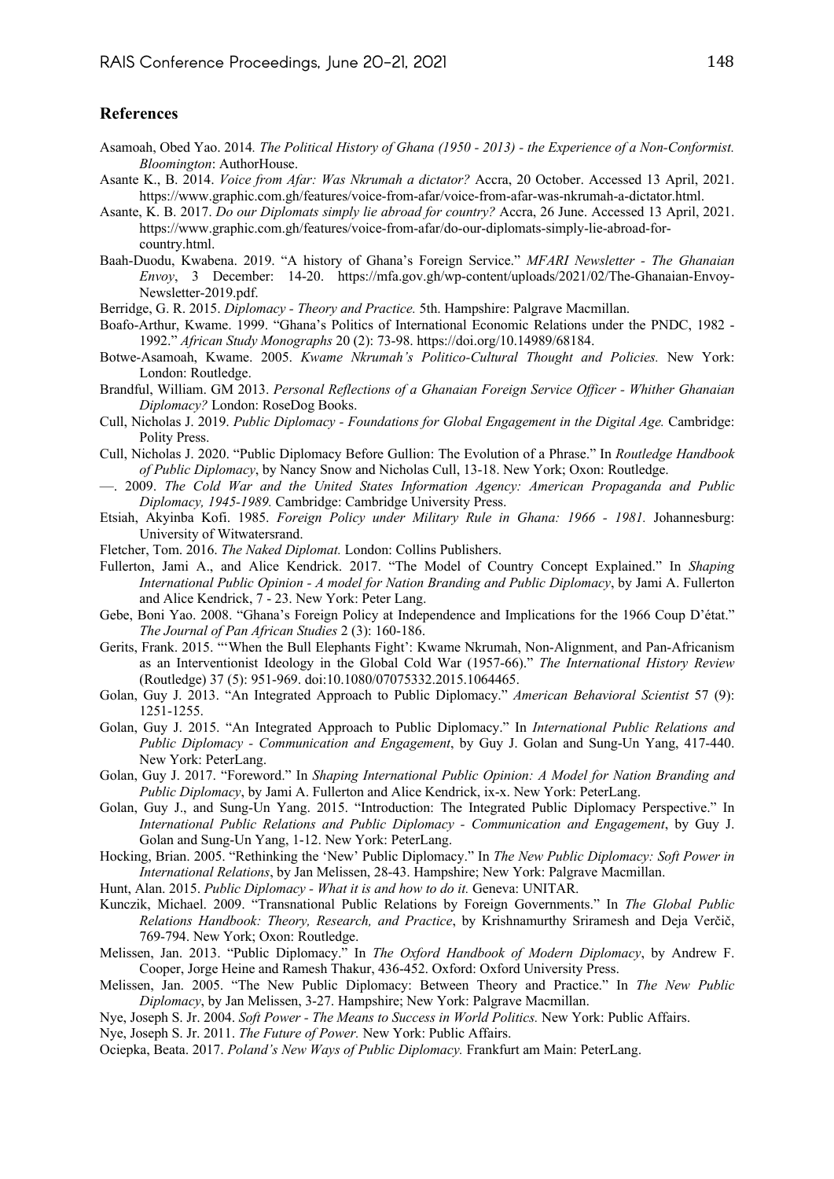## References

Asamoah, Obed Yao. 2014*. The Political History of Ghana (1950 - 2013) - the Experience of a Non-Conformist. Bloomington*: AuthorHouse.

Asante K., B. 2014. *Voice from Afar: Was Nkrumah a dictator?* Accra, 20 October. Accessed 13 April, 2021. https://www.graphic.com.gh/features/voice-from-afar/voice-from-afar-was-nkrumah-a-dictator.html.

Asante, K. B. 2017. *Do our Diplomats simply lie abroad for country?* Accra, 26 June. Accessed 13 April, 2021. https://www.graphic.com.gh/features/voice-from-afar/do-our-diplomats-simply-lie-abroad-for-country.html.

Baah-Duodu, Kwabena. 2019. "A history of Ghana's Foreign Service." *MFARI Newsletter - The Ghanaian Envoy*, 3 December: 14-20. https://mfa.gov.gh/wp-content/uploads/2021/02/The-Ghanaian-Envoy-Newsletter-2019.pdf.

Berridge, G. R. 2015. *Diplomacy - Theory and Practice.* 5th. Hampshire: Palgrave Macmillan.

Boafo-Arthur, Kwame. 1999. "Ghana's Politics of International Economic Relations under the PNDC, 1982 - 1992." *African Study Monographs* 20 (2): 73-98. https://doi.org/10.14989/68184.

Botwe-Asamoah, Kwame. 2005. *Kwame Nkrumah's Politico-Cultural Thought and Policies.* New York: London: Routledge.

Brandful, William. GM 2013. *Personal Reflections of a Ghanaian Foreign Service Officer - Whither Ghanaian Diplomacy?* London: RoseDog Books.

Cull, Nicholas J. 2019. *Public Diplomacy - Foundations for Global Engagement in the Digital Age.* Cambridge: Polity Press.

Cull, Nicholas J. 2020. "Public Diplomacy Before Gullion: The Evolution of a Phrase." In *Routledge Handbook of Public Diplomacy*, by Nancy Snow and Nicholas Cull, 13-18. New York; Oxon: Routledge.

—. 2009. *The Cold War and the United States Information Agency: American Propaganda and Public Diplomacy, 1945-1989.* Cambridge: Cambridge University Press.

Etsiah, Akyinba Kofi. 1985. *Foreign Policy under Military Rule in Ghana: 1966 - 1981.* Johannesburg: University of Witwatersrand.

Fletcher, Tom. 2016. *The Naked Diplomat.* London: Collins Publishers.

Fullerton, Jami A., and Alice Kendrick. 2017. "The Model of Country Concept Explained." In *Shaping International Public Opinion - A model for Nation Branding and Public Diplomacy*, by Jami A. Fullerton and Alice Kendrick, 7 - 23. New York: Peter Lang.

Gebe, Boni Yao. 2008. "Ghana's Foreign Policy at Independence and Implications for the 1966 Coup D'état." *The Journal of Pan African Studies* 2 (3): 160-186.

Gerits, Frank. 2015. "'When the Bull Elephants Fight': Kwame Nkrumah, Non-Alignment, and Pan-Africanism as an Interventionist Ideology in the Global Cold War (1957-66)." *The International History Review* (Routledge) 37 (5): 951-969. doi:10.1080/07075332.2015.1064465.

Golan, Guy J. 2013. "An Integrated Approach to Public Diplomacy." *American Behavioral Scientist* 57 (9): 1251-1255.

Golan, Guy J. 2015. "An Integrated Approach to Public Diplomacy." In *International Public Relations and Public Diplomacy - Communication and Engagement*, by Guy J. Golan and Sung-Un Yang, 417-440. New York: PeterLang.

Golan, Guy J. 2017. "Foreword." In *Shaping International Public Opinion: A Model for Nation Branding and Public Diplomacy*, by Jami A. Fullerton and Alice Kendrick, ix-x. New York: PeterLang.

Golan, Guy J., and Sung-Un Yang. 2015. "Introduction: The Integrated Public Diplomacy Perspective." In *International Public Relations and Public Diplomacy - Communication and Engagement*, by Guy J. Golan and Sung-Un Yang, 1-12. New York: PeterLang.

Hocking, Brian. 2005. "Rethinking the 'New' Public Diplomacy." In *The New Public Diplomacy: Soft Power in International Relations*, by Jan Melissen, 28-43. Hampshire; New York: Palgrave Macmillan.

Hunt, Alan. 2015. *Public Diplomacy - What it is and how to do it.* Geneva: UNITAR.

Kunczik, Michael. 2009. "Transnational Public Relations by Foreign Governments." In *The Global Public Relations Handbook: Theory, Research, and Practice*, by Krishnamurthy Sriramesh and Deja Verčič, 769-794. New York; Oxon: Routledge.

Melissen, Jan. 2013. "Public Diplomacy." In *The Oxford Handbook of Modern Diplomacy*, by Andrew F. Cooper, Jorge Heine and Ramesh Thakur, 436-452. Oxford: Oxford University Press.

Melissen, Jan. 2005. "The New Public Diplomacy: Between Theory and Practice." In *The New Public Diplomacy*, by Jan Melissen, 3-27. Hampshire; New York: Palgrave Macmillan.

Nye, Joseph S. Jr. 2004. *Soft Power - The Means to Success in World Politics.* New York: Public Affairs.

Nye, Joseph S. Jr. 2011. *The Future of Power.* New York: Public Affairs.

Ociepka, Beata. 2017. *Poland's New Ways of Public Diplomacy.* Frankfurt am Main: PeterLang.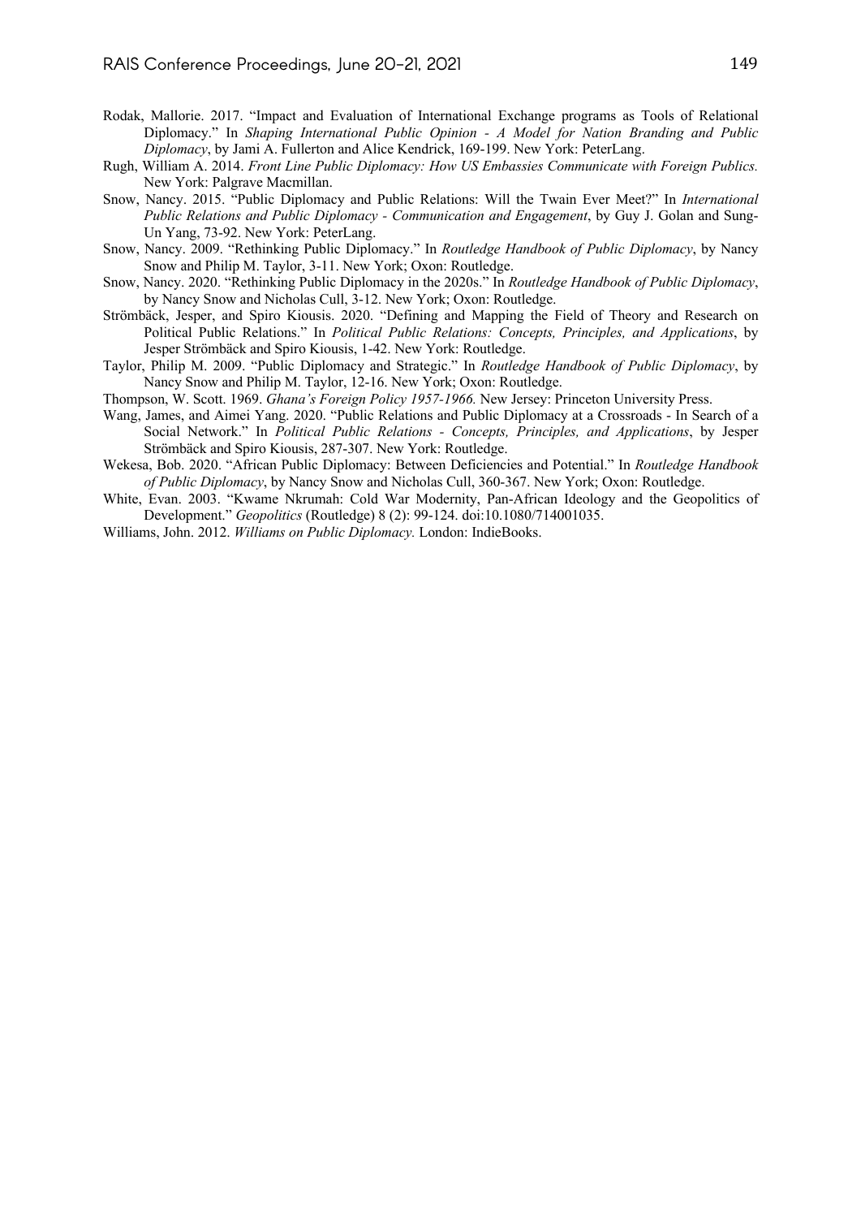Rodak, Mallorie. 2017. "Impact and Evaluation of International Exchange programs as Tools of Relational Diplomacy." In *Shaping International Public Opinion - A Model for Nation Branding and Public Diplomacy*, by Jami A. Fullerton and Alice Kendrick, 169-199. New York: PeterLang.

Rugh, William A. 2014. *Front Line Public Diplomacy: How US Embassies Communicate with Foreign Publics.* New York: Palgrave Macmillan.

Snow, Nancy. 2015. "Public Diplomacy and Public Relations: Will the Twain Ever Meet?" In *International Public Relations and Public Diplomacy - Communication and Engagement*, by Guy J. Golan and Sung-Un Yang, 73-92. New York: PeterLang.

Snow, Nancy. 2009. "Rethinking Public Diplomacy." In *Routledge Handbook of Public Diplomacy*, by Nancy Snow and Philip M. Taylor, 3-11. New York; Oxon: Routledge.

Snow, Nancy. 2020. "Rethinking Public Diplomacy in the 2020s." In *Routledge Handbook of Public Diplomacy*, by Nancy Snow and Nicholas Cull, 3-12. New York; Oxon: Routledge.

Strömbäck, Jesper, and Spiro Kiousis. 2020. "Defining and Mapping the Field of Theory and Research on Political Public Relations." In *Political Public Relations: Concepts, Principles, and Applications*, by Jesper Strömbäck and Spiro Kiousis, 1-42. New York: Routledge.

Taylor, Philip M. 2009. "Public Diplomacy and Strategic." In *Routledge Handbook of Public Diplomacy*, by Nancy Snow and Philip M. Taylor, 12-16. New York; Oxon: Routledge.

Thompson, W. Scott. 1969. *Ghana's Foreign Policy 1957-1966.* New Jersey: Princeton University Press.

Wang, James, and Aimei Yang. 2020. "Public Relations and Public Diplomacy at a Crossroads - In Search of a Social Network." In *Political Public Relations - Concepts, Principles, and Applications*, by Jesper Strömbäck and Spiro Kiousis, 287-307. New York: Routledge.

Wekesa, Bob. 2020. "African Public Diplomacy: Between Deficiencies and Potential." In *Routledge Handbook of Public Diplomacy*, by Nancy Snow and Nicholas Cull, 360-367. New York; Oxon: Routledge.

White, Evan. 2003. "Kwame Nkrumah: Cold War Modernity, Pan-African Ideology and the Geopolitics of Development." *Geopolitics* (Routledge) 8 (2): 99-124. doi:10.1080/714001035.

Williams, John. 2012. *Williams on Public Diplomacy.* London: IndieBooks.